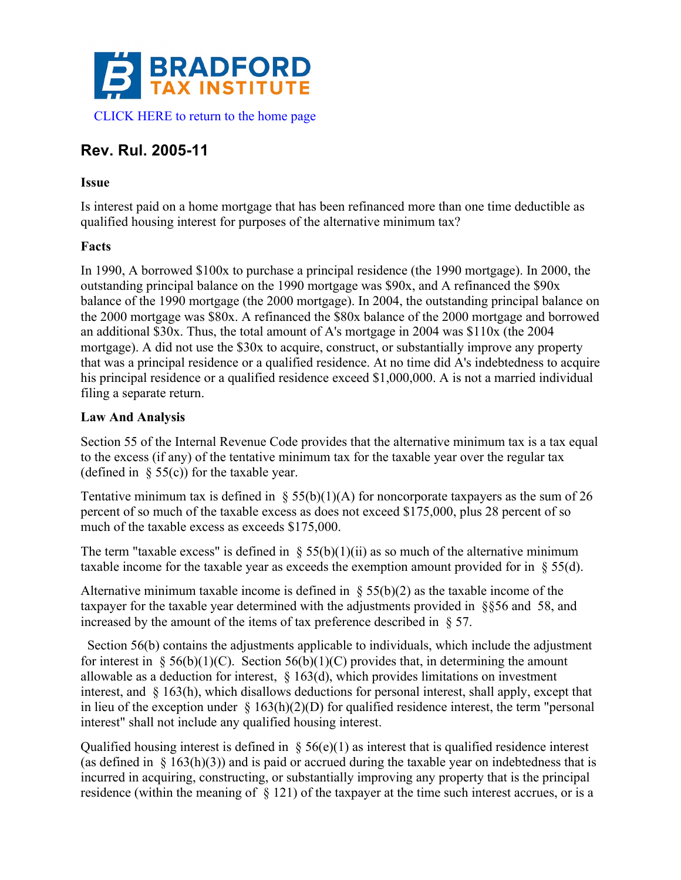BRADFORD TAX INSTITUTE

CLICK HERE to return to the home page

## Rev. Rul. 2005-11

### Issue

Is interest paid on a home mortgage that has been refinanced more than one time deductible as qualified housing interest for purposes of the alternative minimum tax?

### Facts

In 1990, A borrowed $100x to purchase a principal residence (the 1990 mortgage). In 2000, the outstanding principal balance on the 1990 mortgage was $90x, and A refinanced the $90x balance of the 1990 mortgage (the 2000 mortgage). In 2004, the outstanding principal balance on the 2000 mortgage was $80x. A refinanced the $80x balance of the 2000 mortgage and borrowed an additional $30x. Thus, the total amount of A's mortgage in 2004 was $110x (the 2004 mortgage). A did not use the $30x to acquire, construct, or substantially improve any property that was a principal residence or a qualified residence. At no time did A's indebtedness to acquire his principal residence or a qualified residence exceed $1,000,000. A is not a married individual filing a separate return.

### Law And Analysis

Section 55 of the Internal Revenue Code provides that the alternative minimum tax is a tax equal to the excess (if any) of the tentative minimum tax for the taxable year over the regular tax (defined in § 55(c)) for the taxable year.

Tentative minimum tax is defined in § 55(b)(1)(A) for noncorporate taxpayers as the sum of 26 percent of so much of the taxable excess as does not exceed $175,000, plus 28 percent of so much of the taxable excess as exceeds $175,000.

The term "taxable excess" is defined in § 55(b)(1)(ii) as so much of the alternative minimum taxable income for the taxable year as exceeds the exemption amount provided for in § 55(d).

Alternative minimum taxable income is defined in § 55(b)(2) as the taxable income of the taxpayer for the taxable year determined with the adjustments provided in §§56 and 58, and increased by the amount of the items of tax preference described in § 57.

Section 56(b) contains the adjustments applicable to individuals, which include the adjustment for interest in § 56(b)(1)(C). Section 56(b)(1)(C) provides that, in determining the amount allowable as a deduction for interest, § 163(d), which provides limitations on investment interest, and § 163(h), which disallows deductions for personal interest, shall apply, except that in lieu of the exception under § 163(h)(2)(D) for qualified residence interest, the term "personal interest" shall not include any qualified housing interest.

Qualified housing interest is defined in § 56(e)(1) as interest that is qualified residence interest (as defined in § 163(h)(3)) and is paid or accrued during the taxable year on indebtedness that is incurred in acquiring, constructing, or substantially improving any property that is the principal residence (within the meaning of § 121) of the taxpayer at the time such interest accrues, or is a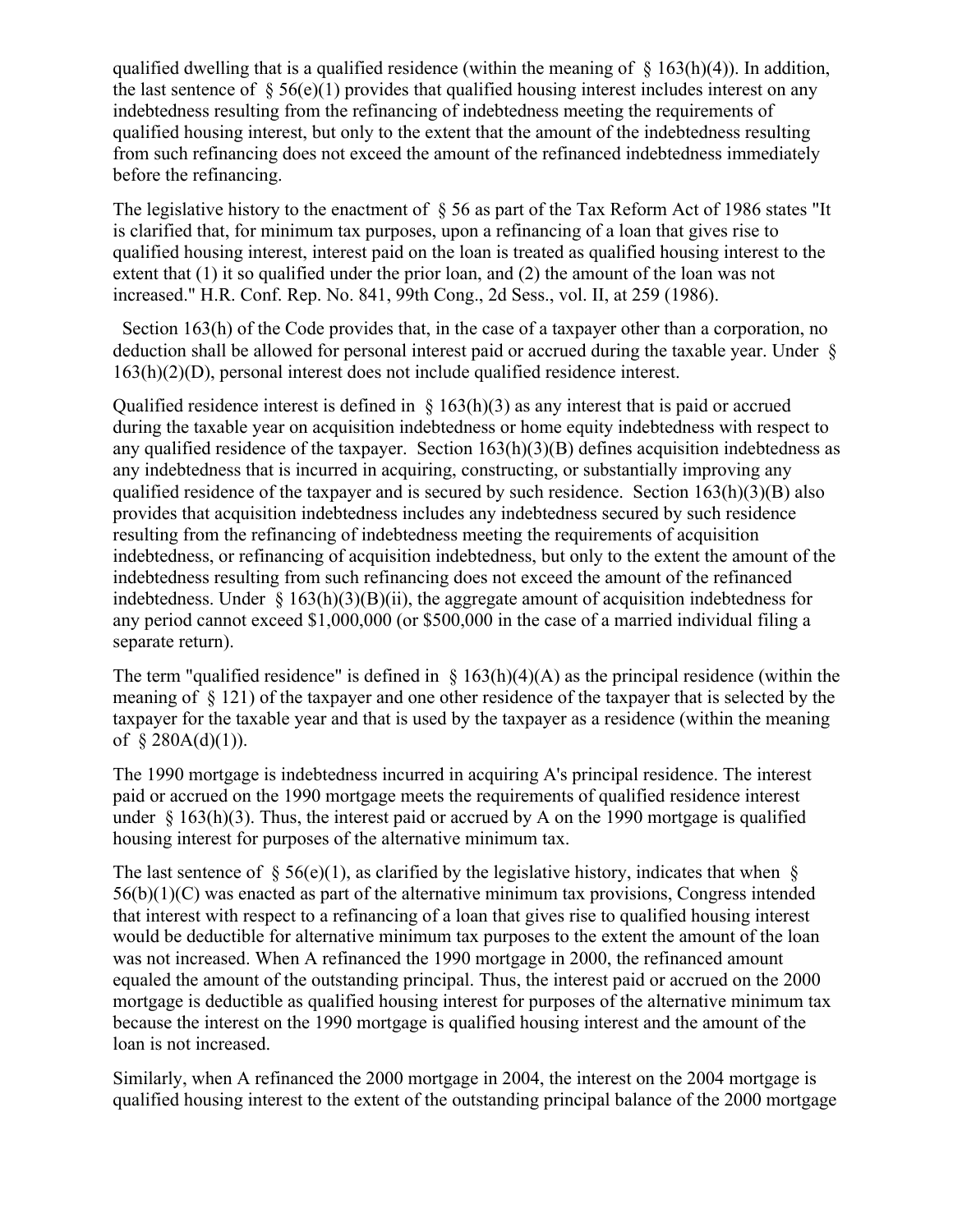qualified dwelling that is a qualified residence (within the meaning of § 163(h)(4)). In addition, the last sentence of § 56(e)(1) provides that qualified housing interest includes interest on any indebtedness resulting from the refinancing of indebtedness meeting the requirements of qualified housing interest, but only to the extent that the amount of the indebtedness resulting from such refinancing does not exceed the amount of the refinanced indebtedness immediately before the refinancing.

The legislative history to the enactment of § 56 as part of the Tax Reform Act of 1986 states "It is clarified that, for minimum tax purposes, upon a refinancing of a loan that gives rise to qualified housing interest, interest paid on the loan is treated as qualified housing interest to the extent that (1) it so qualified under the prior loan, and (2) the amount of the loan was not increased." H.R. Conf. Rep. No. 841, 99th Cong., 2d Sess., vol. II, at 259 (1986).

Section 163(h) of the Code provides that, in the case of a taxpayer other than a corporation, no deduction shall be allowed for personal interest paid or accrued during the taxable year. Under § 163(h)(2)(D), personal interest does not include qualified residence interest.

Qualified residence interest is defined in § 163(h)(3) as any interest that is paid or accrued during the taxable year on acquisition indebtedness or home equity indebtedness with respect to any qualified residence of the taxpayer. Section 163(h)(3)(B) defines acquisition indebtedness as any indebtedness that is incurred in acquiring, constructing, or substantially improving any qualified residence of the taxpayer and is secured by such residence. Section 163(h)(3)(B) also provides that acquisition indebtedness includes any indebtedness secured by such residence resulting from the refinancing of indebtedness meeting the requirements of acquisition indebtedness, or refinancing of acquisition indebtedness, but only to the extent the amount of the indebtedness resulting from such refinancing does not exceed the amount of the refinanced indebtedness. Under § 163(h)(3)(B)(ii), the aggregate amount of acquisition indebtedness for any period cannot exceed $1,000,000 (or $500,000 in the case of a married individual filing a separate return).

The term "qualified residence" is defined in § 163(h)(4)(A) as the principal residence (within the meaning of § 121) of the taxpayer and one other residence of the taxpayer that is selected by the taxpayer for the taxable year and that is used by the taxpayer as a residence (within the meaning of § 280A(d)(1)).

The 1990 mortgage is indebtedness incurred in acquiring A's principal residence. The interest paid or accrued on the 1990 mortgage meets the requirements of qualified residence interest under § 163(h)(3). Thus, the interest paid or accrued by A on the 1990 mortgage is qualified housing interest for purposes of the alternative minimum tax.

The last sentence of § 56(e)(1), as clarified by the legislative history, indicates that when § 56(b)(1)(C) was enacted as part of the alternative minimum tax provisions, Congress intended that interest with respect to a refinancing of a loan that gives rise to qualified housing interest would be deductible for alternative minimum tax purposes to the extent the amount of the loan was not increased. When A refinanced the 1990 mortgage in 2000, the refinanced amount equaled the amount of the outstanding principal. Thus, the interest paid or accrued on the 2000 mortgage is deductible as qualified housing interest for purposes of the alternative minimum tax because the interest on the 1990 mortgage is qualified housing interest and the amount of the loan is not increased.

Similarly, when A refinanced the 2000 mortgage in 2004, the interest on the 2004 mortgage is qualified housing interest to the extent of the outstanding principal balance of the 2000 mortgage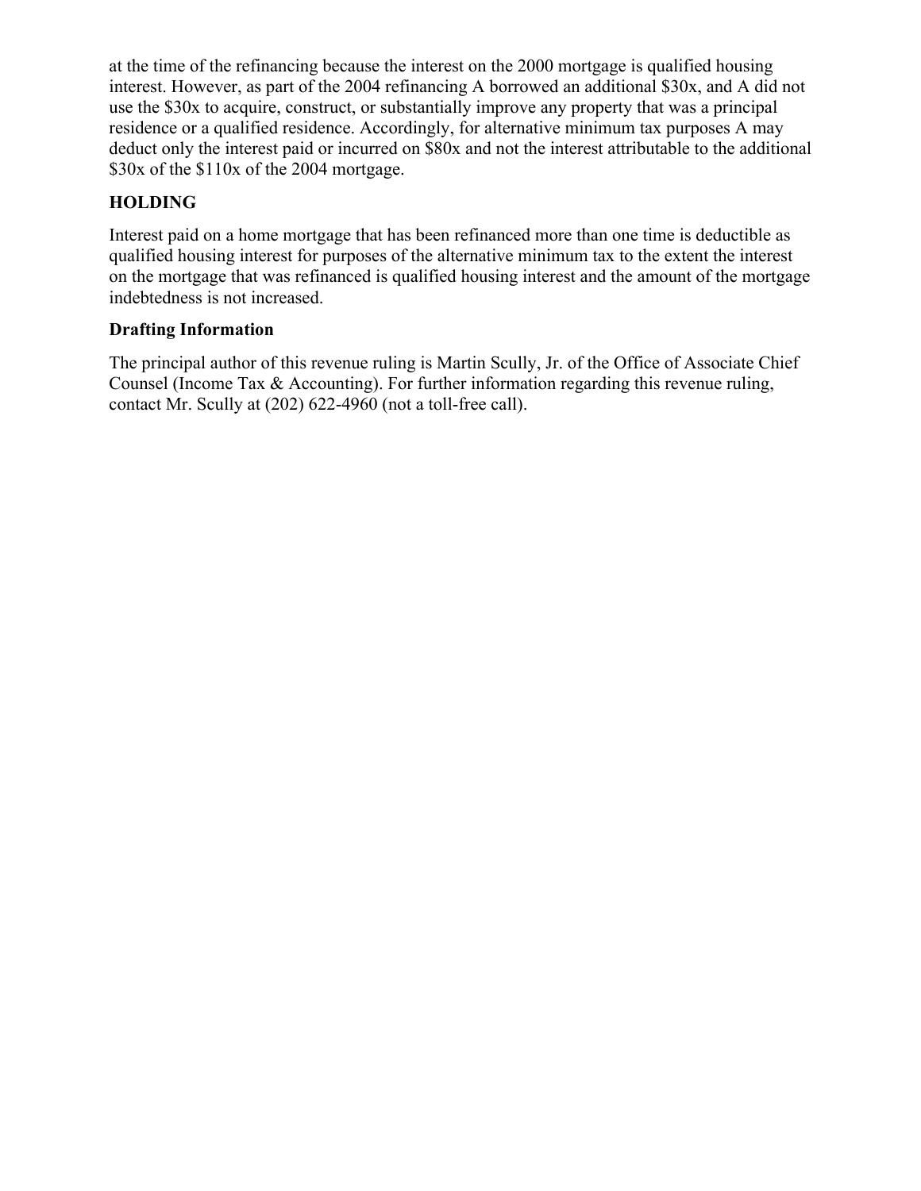at the time of the refinancing because the interest on the 2000 mortgage is qualified housing interest. However, as part of the 2004 refinancing A borrowed an additional $30x, and A did not use the $30x to acquire, construct, or substantially improve any property that was a principal residence or a qualified residence. Accordingly, for alternative minimum tax purposes A may deduct only the interest paid or incurred on $80x and not the interest attributable to the additional $30x of the $110x of the 2004 mortgage.

**HOLDING**

Interest paid on a home mortgage that has been refinanced more than one time is deductible as qualified housing interest for purposes of the alternative minimum tax to the extent the interest on the mortgage that was refinanced is qualified housing interest and the amount of the mortgage indebtedness is not increased.

**Drafting Information**

The principal author of this revenue ruling is Martin Scully, Jr. of the Office of Associate Chief Counsel (Income Tax & Accounting). For further information regarding this revenue ruling, contact Mr. Scully at (202) 622-4960 (not a toll-free call).